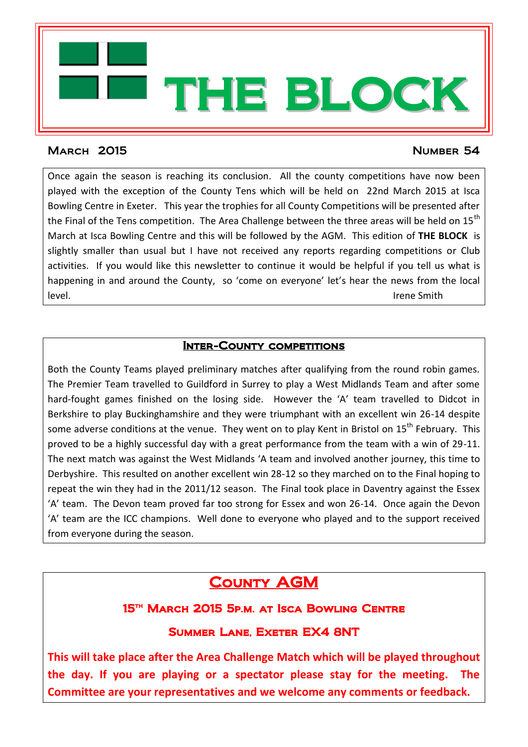# THE BLOCK

**March 2015** **Number 54**

Once again the season is reaching its conclusion. All the county competitions have now been played with the exception of the County Tens which will be held on 22nd March 2015 at Isca Bowling Centre in Exeter. This year the trophies for all County Competitions will be presented after the Final of the Tens competition. The Area Challenge between the three areas will be held on 15th March at Isca Bowling Centre and this will be followed by the AGM. This edition of **THE BLOCK** is slightly smaller than usual but I have not received any reports regarding competitions or Club activities. If you would like this newsletter to continue it would be helpful if you tell us what is happening in and around the County, so 'come on everyone' let's hear the news from the local level.

Irene Smith

## Inter-County competitions

Both the County Teams played preliminary matches after qualifying from the round robin games. The Premier Team travelled to Guildford in Surrey to play a West Midlands Team and after some hard-fought games finished on the losing side. However the 'A' team travelled to Didcot in Berkshire to play Buckinghamshire and they were triumphant with an excellent win 26-14 despite some adverse conditions at the venue. They went on to play Kent in Bristol on 15th February. This proved to be a highly successful day with a great performance from the team with a win of 29-11. The next match was against the West Midlands 'A team and involved another journey, this time to Derbyshire. This resulted on another excellent win 28-12 so they marched on to the Final hoping to repeat the win they had in the 2011/12 season. The Final took place in Daventry against the Essex 'A' team. The Devon team proved far too strong for Essex and won 26-14. Once again the Devon 'A' team are the ICC champions. Well done to everyone who played and to the support received from everyone during the season.

## County AGM

### 15th March 2015 5p.m. at Isca Bowling Centre

### Summer Lane, Exeter EX4 8NT

**This will take place after the Area Challenge Match which will be played throughout the day. If you are playing or a spectator please stay for the meeting. The Committee are your representatives and we welcome any comments or feedback.**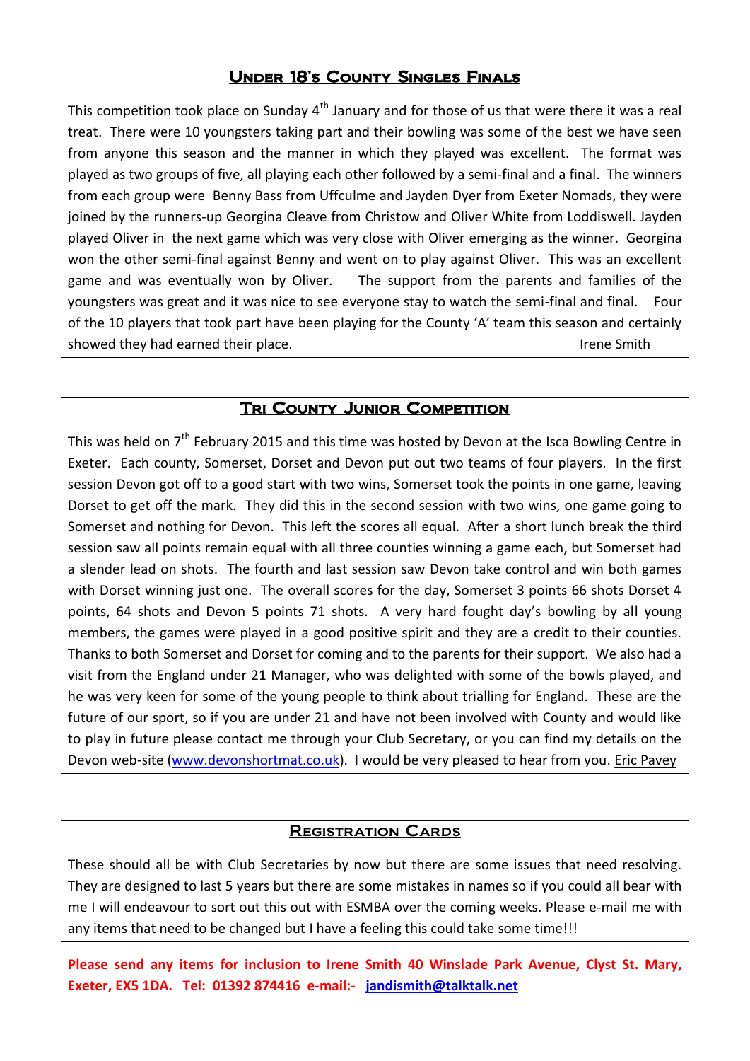## Under 18's County Singles Finals

This competition took place on Sunday 4th January and for those of us that were there it was a real treat. There were 10 youngsters taking part and their bowling was some of the best we have seen from anyone this season and the manner in which they played was excellent. The format was played as two groups of five, all playing each other followed by a semi-final and a final. The winners from each group were Benny Bass from Uffculme and Jayden Dyer from Exeter Nomads, they were joined by the runners-up Georgina Cleave from Christow and Oliver White from Loddiswell. Jayden played Oliver in the next game which was very close with Oliver emerging as the winner. Georgina won the other semi-final against Benny and went on to play against Oliver. This was an excellent game and was eventually won by Oliver. The support from the parents and families of the youngsters was great and it was nice to see everyone stay to watch the semi-final and final. Four of the 10 players that took part have been playing for the County 'A' team this season and certainly showed they had earned their place.

Irene Smith

## Tri County Junior Competition

This was held on 7th February 2015 and this time was hosted by Devon at the Isca Bowling Centre in Exeter. Each county, Somerset, Dorset and Devon put out two teams of four players. In the first session Devon got off to a good start with two wins, Somerset took the points in one game, leaving Dorset to get off the mark. They did this in the second session with two wins, one game going to Somerset and nothing for Devon. This left the scores all equal. After a short lunch break the third session saw all points remain equal with all three counties winning a game each, but Somerset had a slender lead on shots. The fourth and last session saw Devon take control and win both games with Dorset winning just one. The overall scores for the day, Somerset 3 points 66 shots Dorset 4 points, 64 shots and Devon 5 points 71 shots. A very hard fought day's bowling by all young members, the games were played in a good positive spirit and they are a credit to their counties. Thanks to both Somerset and Dorset for coming and to the parents for their support. We also had a visit from the England under 21 Manager, who was delighted with some of the bowls played, and he was very keen for some of the young people to think about trialling for England. These are the future of our sport, so if you are under 21 and have not been involved with County and would like to play in future please contact me through your Club Secretary, or you can find my details on the Devon web-site (www.devonshortmat.co.uk). I would be very pleased to hear from you. Eric Pavey

## Registration Cards

These should all be with Club Secretaries by now but there are some issues that need resolving. They are designed to last 5 years but there are some mistakes in names so if you could all bear with me I will endeavour to sort out this out with ESMBA over the coming weeks. Please e-mail me with any items that need to be changed but I have a feeling this could take some time!!!

**Please send any items for inclusion to Irene Smith 40 Winslade Park Avenue, Clyst St. Mary, Exeter, EX5 1DA. Tel: 01392 874416 e-mail:- jandismith@talktalk.net**